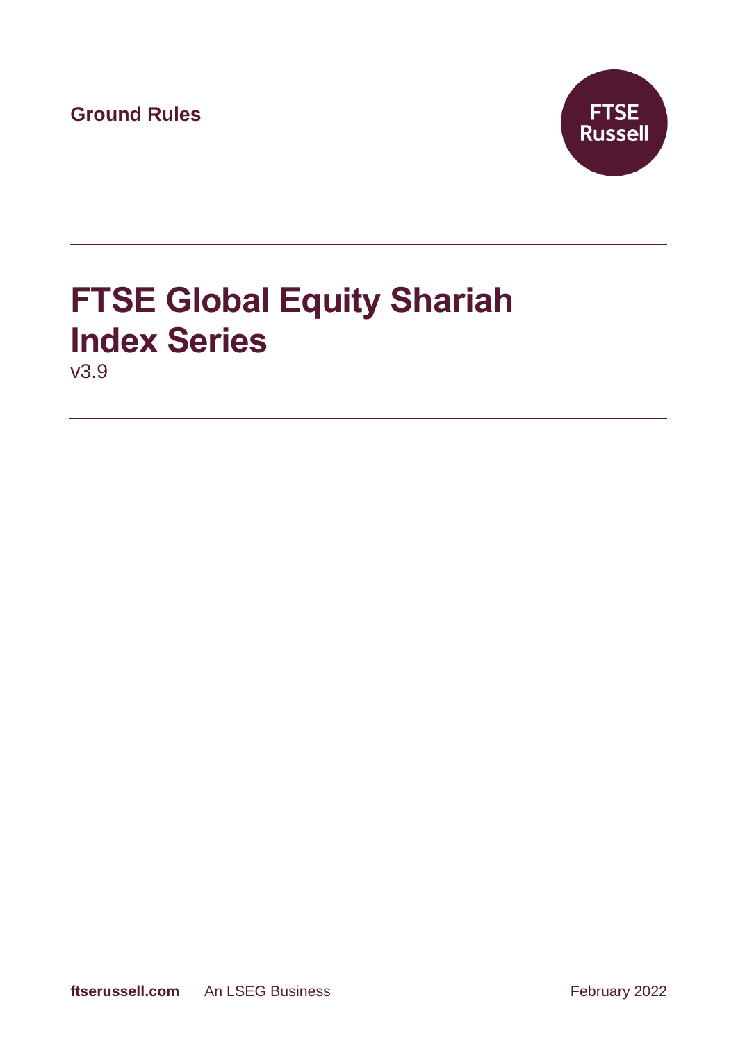Ground Rules

FTSE Russell

# FTSE Global Equity Shariah Index Series

v3.9

ftserussell.com An LSEG Business February 2022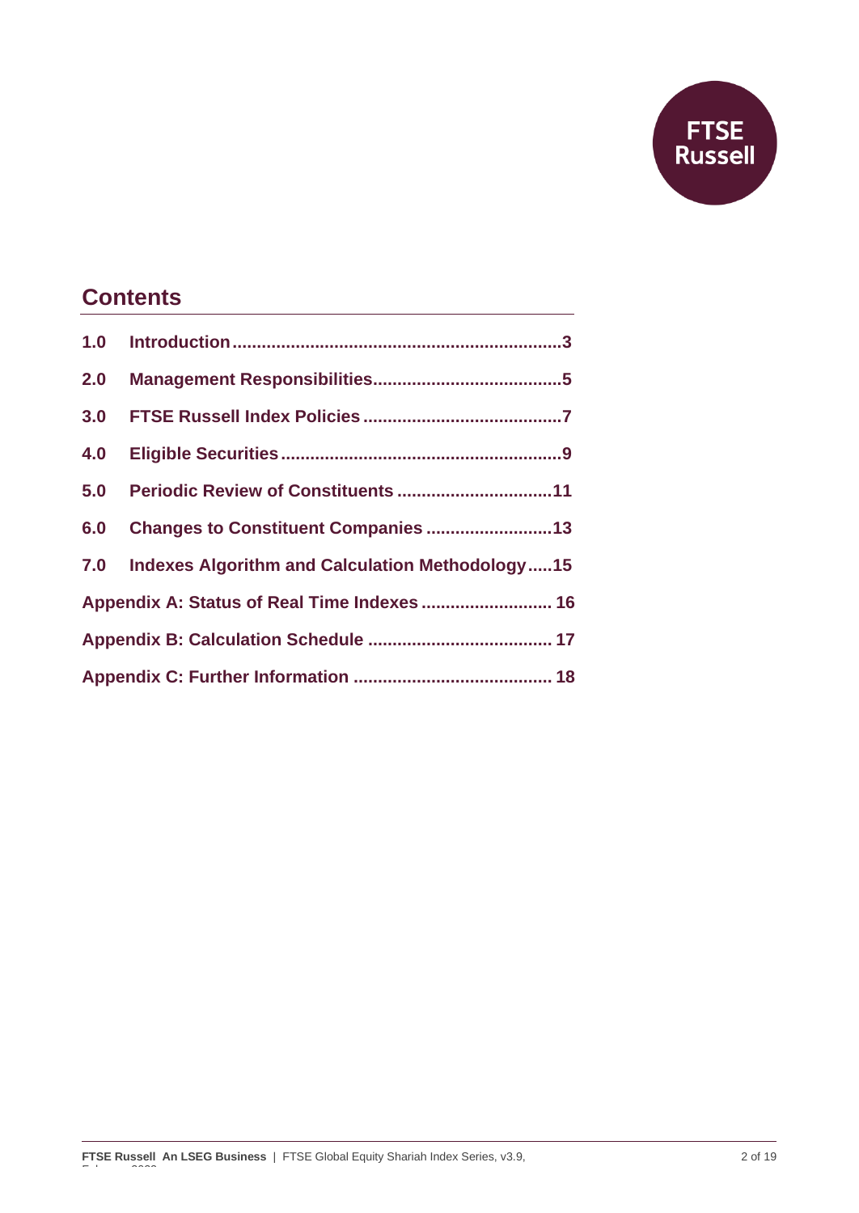## Contents

| | | |
|---|---|---|
| 1.0 | Introduction | 3 |
| 2.0 | Management Responsibilities | 5 |
| 3.0 | FTSE Russell Index Policies | 7 |
| 4.0 | Eligible Securities | 9 |
| 5.0 | Periodic Review of Constituents | 11 |
| 6.0 | Changes to Constituent Companies | 13 |
| 7.0 | Indexes Algorithm and Calculation Methodology | 15 |
| Appendix A: Status of Real Time Indexes | | 16 |
| Appendix B: Calculation Schedule | | 17 |
| Appendix C: Further Information | | 18 |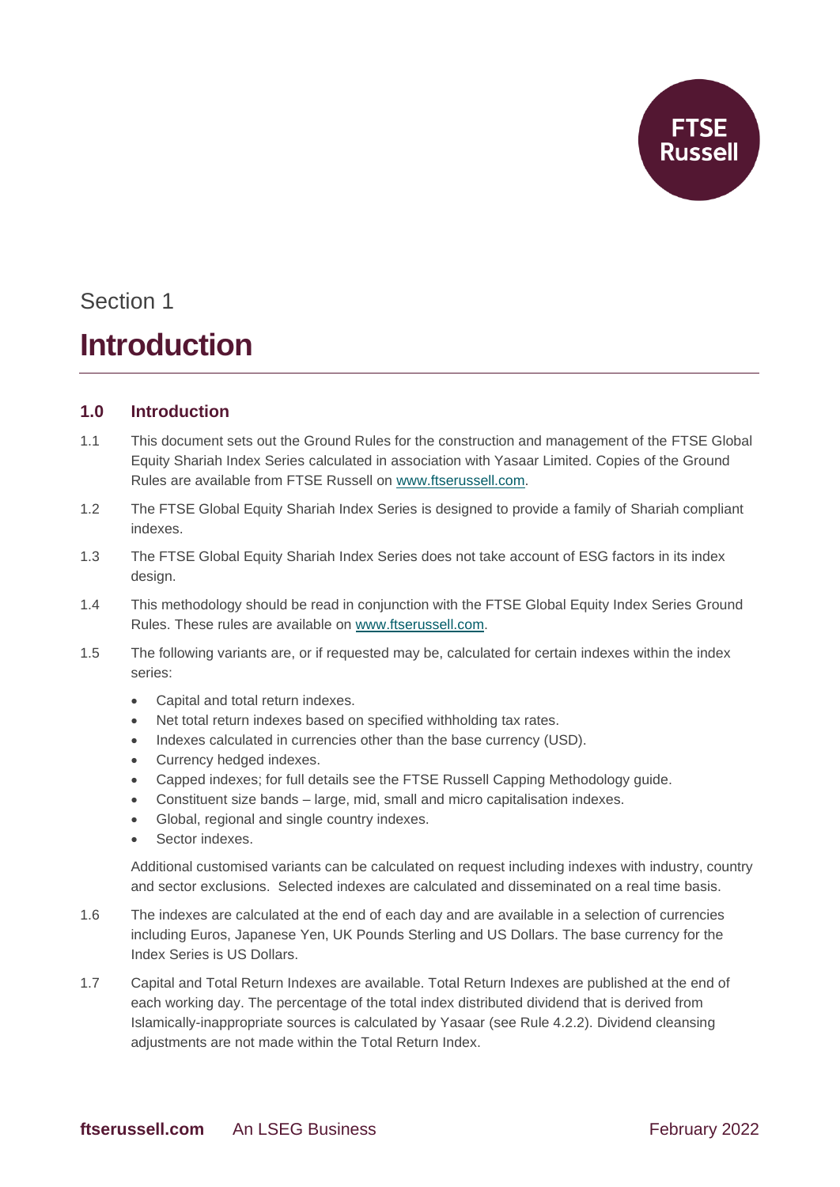Section 1

# Introduction

## 1.0 Introduction

1.1 This document sets out the Ground Rules for the construction and management of the FTSE Global Equity Shariah Index Series calculated in association with Yasaar Limited. Copies of the Ground Rules are available from FTSE Russell on www.ftserussell.com.

1.2 The FTSE Global Equity Shariah Index Series is designed to provide a family of Shariah compliant indexes.

1.3 The FTSE Global Equity Shariah Index Series does not take account of ESG factors in its index design.

1.4 This methodology should be read in conjunction with the FTSE Global Equity Index Series Ground Rules. These rules are available on www.ftserussell.com.

1.5 The following variants are, or if requested may be, calculated for certain indexes within the index series:

- Capital and total return indexes.
- Net total return indexes based on specified withholding tax rates.
- Indexes calculated in currencies other than the base currency (USD).
- Currency hedged indexes.
- Capped indexes; for full details see the FTSE Russell Capping Methodology guide.
- Constituent size bands – large, mid, small and micro capitalisation indexes.
- Global, regional and single country indexes.
- Sector indexes.

Additional customised variants can be calculated on request including indexes with industry, country and sector exclusions. Selected indexes are calculated and disseminated on a real time basis.

1.6 The indexes are calculated at the end of each day and are available in a selection of currencies including Euros, Japanese Yen, UK Pounds Sterling and US Dollars. The base currency for the Index Series is US Dollars.

1.7 Capital and Total Return Indexes are available. Total Return Indexes are published at the end of each working day. The percentage of the total index distributed dividend that is derived from Islamically-inappropriate sources is calculated by Yasaar (see Rule 4.2.2). Dividend cleansing adjustments are not made within the Total Return Index.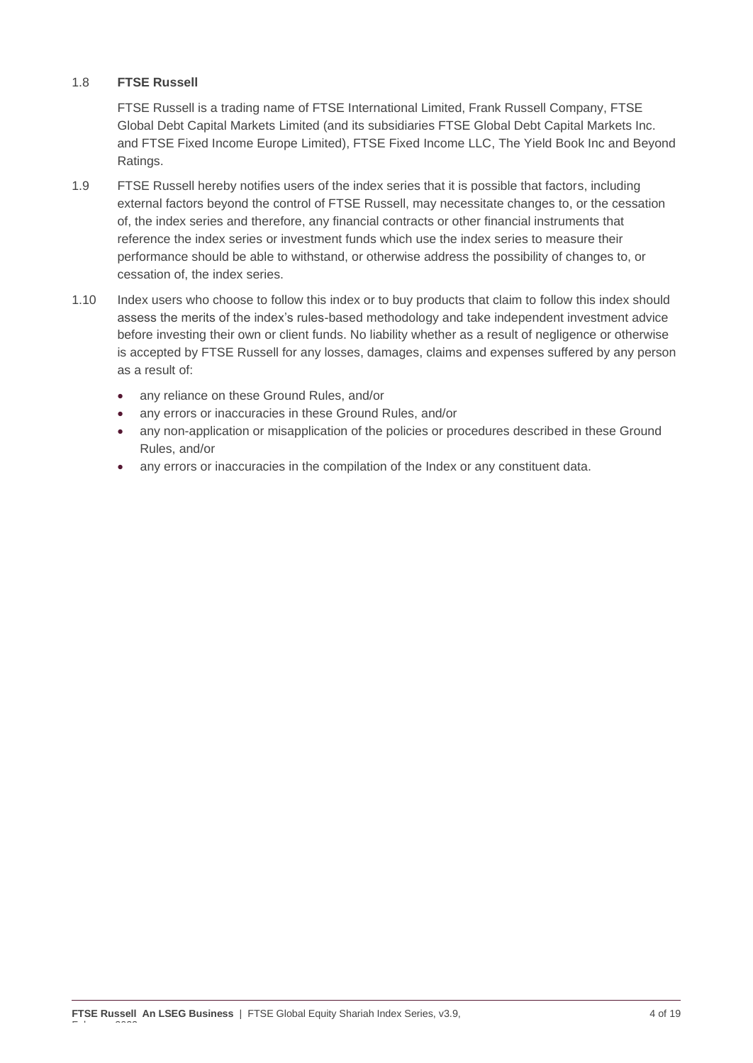1.8 **FTSE Russell**

FTSE Russell is a trading name of FTSE International Limited, Frank Russell Company, FTSE Global Debt Capital Markets Limited (and its subsidiaries FTSE Global Debt Capital Markets Inc. and FTSE Fixed Income Europe Limited), FTSE Fixed Income LLC, The Yield Book Inc and Beyond Ratings.

1.9 FTSE Russell hereby notifies users of the index series that it is possible that factors, including external factors beyond the control of FTSE Russell, may necessitate changes to, or the cessation of, the index series and therefore, any financial contracts or other financial instruments that reference the index series or investment funds which use the index series to measure their performance should be able to withstand, or otherwise address the possibility of changes to, or cessation of, the index series.

1.10 Index users who choose to follow this index or to buy products that claim to follow this index should assess the merits of the index's rules-based methodology and take independent investment advice before investing their own or client funds. No liability whether as a result of negligence or otherwise is accepted by FTSE Russell for any losses, damages, claims and expenses suffered by any person as a result of:

- any reliance on these Ground Rules, and/or
- any errors or inaccuracies in these Ground Rules, and/or
- any non-application or misapplication of the policies or procedures described in these Ground Rules, and/or
- any errors or inaccuracies in the compilation of the Index or any constituent data.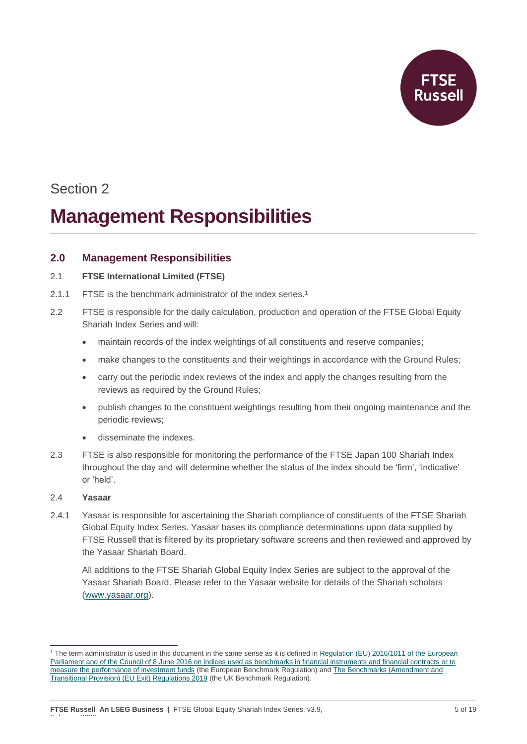Section 2

# Management Responsibilities

## 2.0 Management Responsibilities

2.1 **FTSE International Limited (FTSE)**

2.1.1 FTSE is the benchmark administrator of the index series.[1]

2.2 FTSE is responsible for the daily calculation, production and operation of the FTSE Global Equity Shariah Index Series and will:

- maintain records of the index weightings of all constituents and reserve companies;
- make changes to the constituents and their weightings in accordance with the Ground Rules;
- carry out the periodic index reviews of the index and apply the changes resulting from the reviews as required by the Ground Rules;
- publish changes to the constituent weightings resulting from their ongoing maintenance and the periodic reviews;
- disseminate the indexes.

2.3 FTSE is also responsible for monitoring the performance of the FTSE Japan 100 Shariah Index throughout the day and will determine whether the status of the index should be 'firm', 'indicative' or 'held'.

2.4 **Yasaar**

2.4.1 Yasaar is responsible for ascertaining the Shariah compliance of constituents of the FTSE Shariah Global Equity Index Series. Yasaar bases its compliance determinations upon data supplied by FTSE Russell that is filtered by its proprietary software screens and then reviewed and approved by the Yasaar Shariah Board.

All additions to the FTSE Shariah Global Equity Index Series are subject to the approval of the Yasaar Shariah Board. Please refer to the Yasaar website for details of the Shariah scholars (www.yasaar.org).

---

[1] The term administrator is used in this document in the same sense as it is defined in Regulation (EU) 2016/1011 of the European Parliament and of the Council of 8 June 2016 on indices used as benchmarks in financial instruments and financial contracts or to measure the performance of investment funds (the European Benchmark Regulation) and The Benchmarks (Amendment and Transitional Provision) (EU Exit) Regulations 2019 (the UK Benchmark Regulation).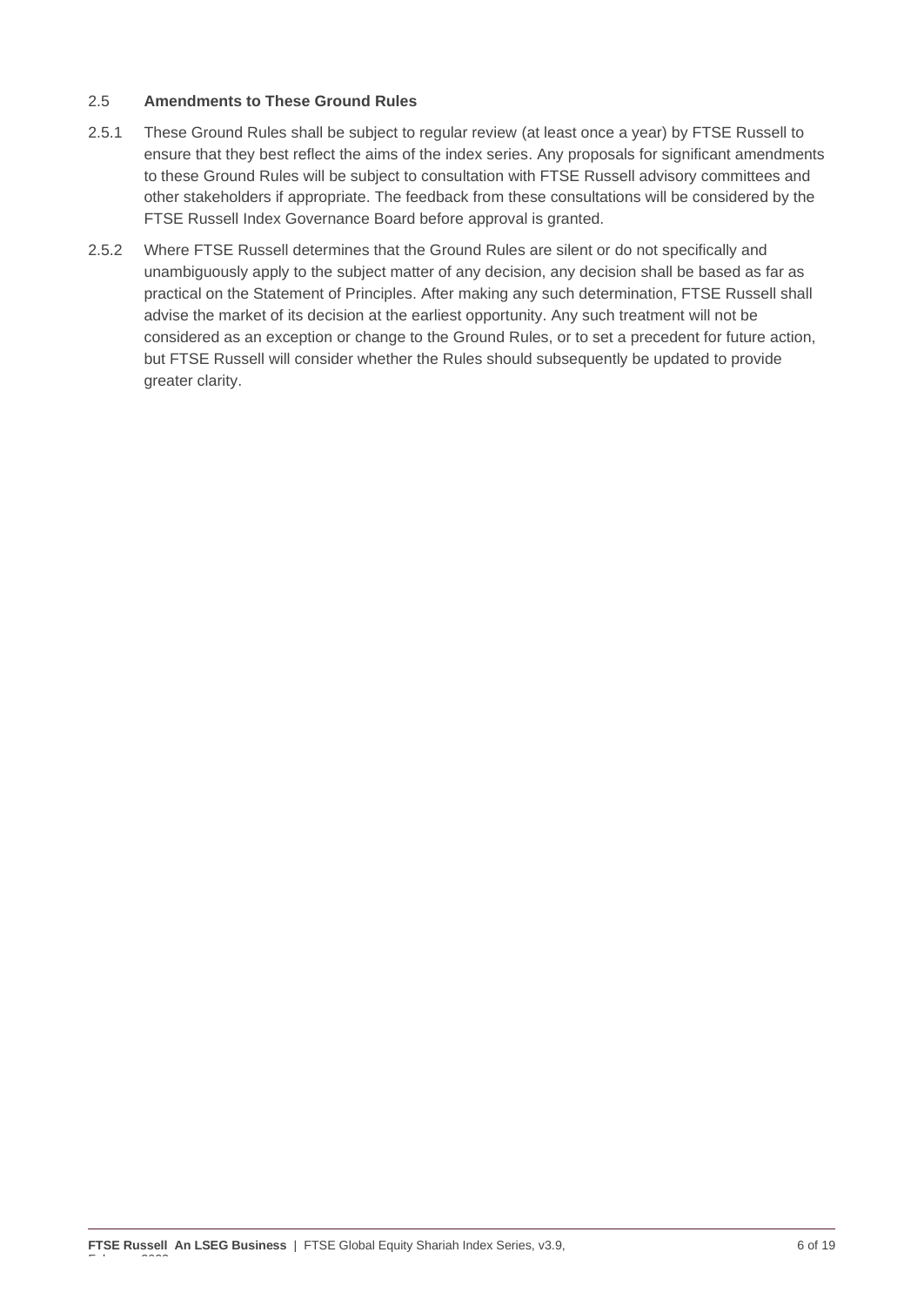## 2.5 Amendments to These Ground Rules

2.5.1 These Ground Rules shall be subject to regular review (at least once a year) by FTSE Russell to ensure that they best reflect the aims of the index series. Any proposals for significant amendments to these Ground Rules will be subject to consultation with FTSE Russell advisory committees and other stakeholders if appropriate. The feedback from these consultations will be considered by the FTSE Russell Index Governance Board before approval is granted.

2.5.2 Where FTSE Russell determines that the Ground Rules are silent or do not specifically and unambiguously apply to the subject matter of any decision, any decision shall be based as far as practical on the Statement of Principles. After making any such determination, FTSE Russell shall advise the market of its decision at the earliest opportunity. Any such treatment will not be considered as an exception or change to the Ground Rules, or to set a precedent for future action, but FTSE Russell will consider whether the Rules should subsequently be updated to provide greater clarity.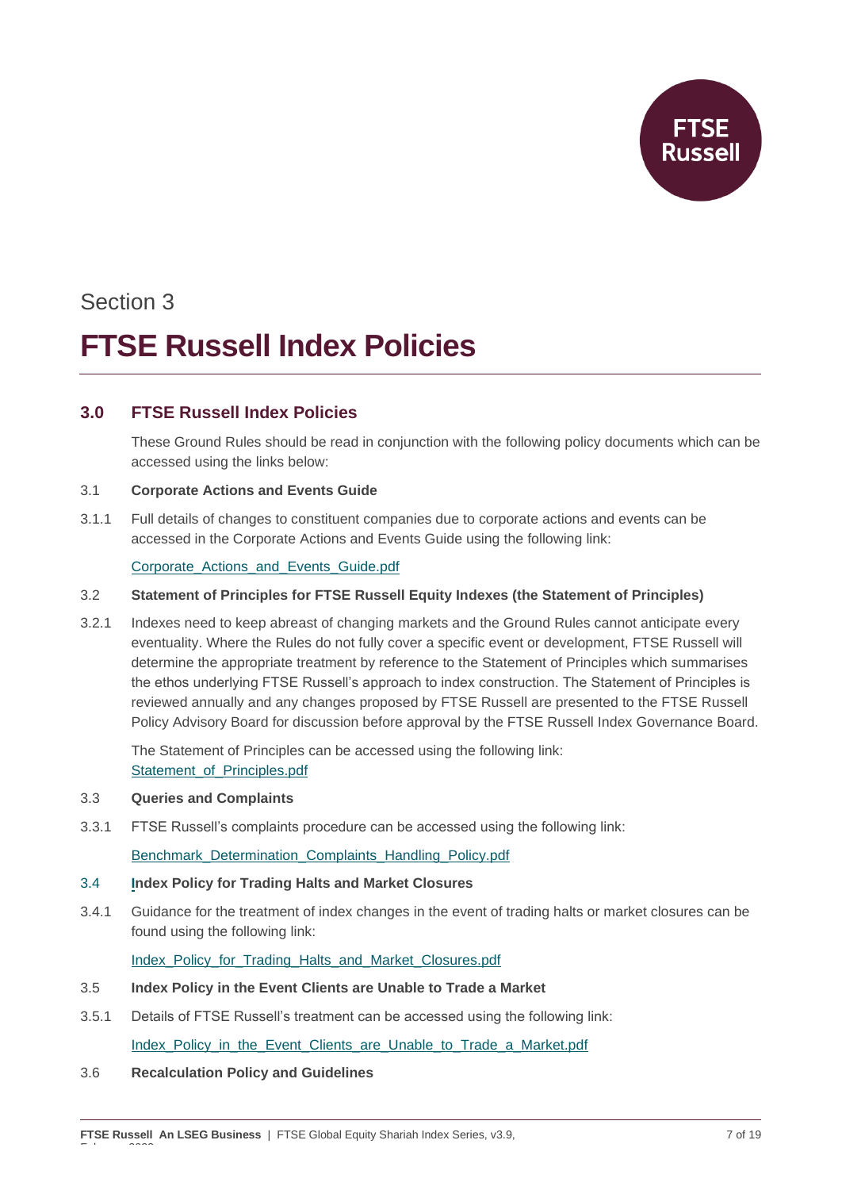Section 3

# FTSE Russell Index Policies

## 3.0 FTSE Russell Index Policies

These Ground Rules should be read in conjunction with the following policy documents which can be accessed using the links below:

3.1 **Corporate Actions and Events Guide**

3.1.1 Full details of changes to constituent companies due to corporate actions and events can be accessed in the Corporate Actions and Events Guide using the following link:

Corporate_Actions_and_Events_Guide.pdf

3.2 **Statement of Principles for FTSE Russell Equity Indexes (the Statement of Principles)**

3.2.1 Indexes need to keep abreast of changing markets and the Ground Rules cannot anticipate every eventuality. Where the Rules do not fully cover a specific event or development, FTSE Russell will determine the appropriate treatment by reference to the Statement of Principles which summarises the ethos underlying FTSE Russell's approach to index construction. The Statement of Principles is reviewed annually and any changes proposed by FTSE Russell are presented to the FTSE Russell Policy Advisory Board for discussion before approval by the FTSE Russell Index Governance Board.

The Statement of Principles can be accessed using the following link:
Statement_of_Principles.pdf

3.3 **Queries and Complaints**

3.3.1 FTSE Russell's complaints procedure can be accessed using the following link:

Benchmark_Determination_Complaints_Handling_Policy.pdf

3.4 **Index Policy for Trading Halts and Market Closures**

3.4.1 Guidance for the treatment of index changes in the event of trading halts or market closures can be found using the following link:

Index_Policy_for_Trading_Halts_and_Market_Closures.pdf

3.5 **Index Policy in the Event Clients are Unable to Trade a Market**

3.5.1 Details of FTSE Russell's treatment can be accessed using the following link:

Index_Policy_in_the_Event_Clients_are_Unable_to_Trade_a_Market.pdf

3.6 **Recalculation Policy and Guidelines**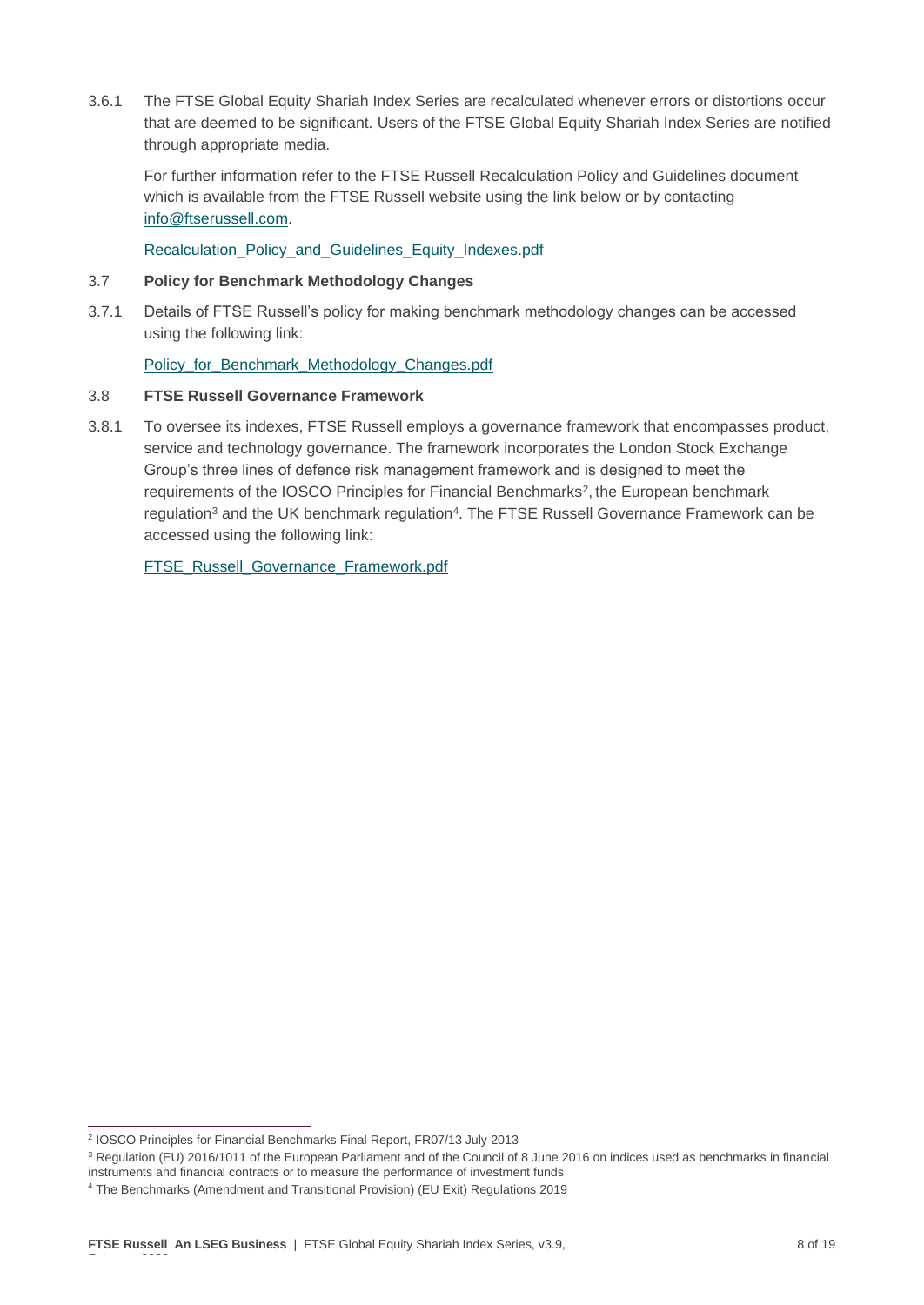3.6.1 The FTSE Global Equity Shariah Index Series are recalculated whenever errors or distortions occur that are deemed to be significant. Users of the FTSE Global Equity Shariah Index Series are notified through appropriate media.

For further information refer to the FTSE Russell Recalculation Policy and Guidelines document which is available from the FTSE Russell website using the link below or by contacting info@ftserussell.com.

Recalculation_Policy_and_Guidelines_Equity_Indexes.pdf

### 3.7 Policy for Benchmark Methodology Changes

3.7.1 Details of FTSE Russell's policy for making benchmark methodology changes can be accessed using the following link:

Policy_for_Benchmark_Methodology_Changes.pdf

### 3.8 FTSE Russell Governance Framework

3.8.1 To oversee its indexes, FTSE Russell employs a governance framework that encompasses product, service and technology governance. The framework incorporates the London Stock Exchange Group's three lines of defence risk management framework and is designed to meet the requirements of the IOSCO Principles for Financial Benchmarks[2], the European benchmark regulation[3] and the UK benchmark regulation[4]. The FTSE Russell Governance Framework can be accessed using the following link:

FTSE_Russell_Governance_Framework.pdf

---

[2] IOSCO Principles for Financial Benchmarks Final Report, FR07/13 July 2013

[3] Regulation (EU) 2016/1011 of the European Parliament and of the Council of 8 June 2016 on indices used as benchmarks in financial instruments and financial contracts or to measure the performance of investment funds

[4] The Benchmarks (Amendment and Transitional Provision) (EU Exit) Regulations 2019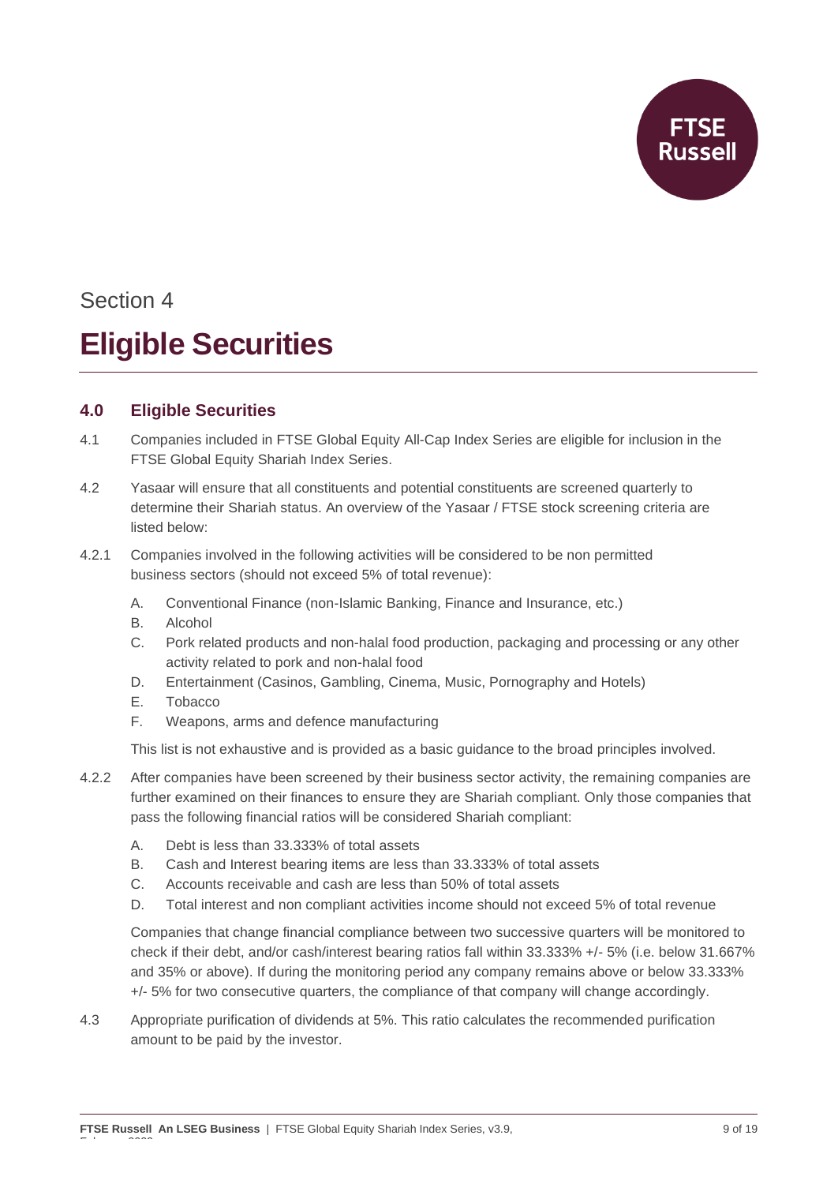Section 4

# Eligible Securities

## 4.0 Eligible Securities

4.1 Companies included in FTSE Global Equity All-Cap Index Series are eligible for inclusion in the FTSE Global Equity Shariah Index Series.

4.2 Yasaar will ensure that all constituents and potential constituents are screened quarterly to determine their Shariah status. An overview of the Yasaar / FTSE stock screening criteria are listed below:

4.2.1 Companies involved in the following activities will be considered to be non permitted business sectors (should not exceed 5% of total revenue):

A. Conventional Finance (non-Islamic Banking, Finance and Insurance, etc.)
B. Alcohol
C. Pork related products and non-halal food production, packaging and processing or any other activity related to pork and non-halal food
D. Entertainment (Casinos, Gambling, Cinema, Music, Pornography and Hotels)
E. Tobacco
F. Weapons, arms and defence manufacturing

This list is not exhaustive and is provided as a basic guidance to the broad principles involved.

4.2.2 After companies have been screened by their business sector activity, the remaining companies are further examined on their finances to ensure they are Shariah compliant. Only those companies that pass the following financial ratios will be considered Shariah compliant:

A. Debt is less than 33.333% of total assets
B. Cash and Interest bearing items are less than 33.333% of total assets
C. Accounts receivable and cash are less than 50% of total assets
D. Total interest and non compliant activities income should not exceed 5% of total revenue

Companies that change financial compliance between two successive quarters will be monitored to check if their debt, and/or cash/interest bearing ratios fall within 33.333% +/- 5% (i.e. below 31.667% and 35% or above). If during the monitoring period any company remains above or below 33.333% +/- 5% for two consecutive quarters, the compliance of that company will change accordingly.

4.3 Appropriate purification of dividends at 5%. This ratio calculates the recommended purification amount to be paid by the investor.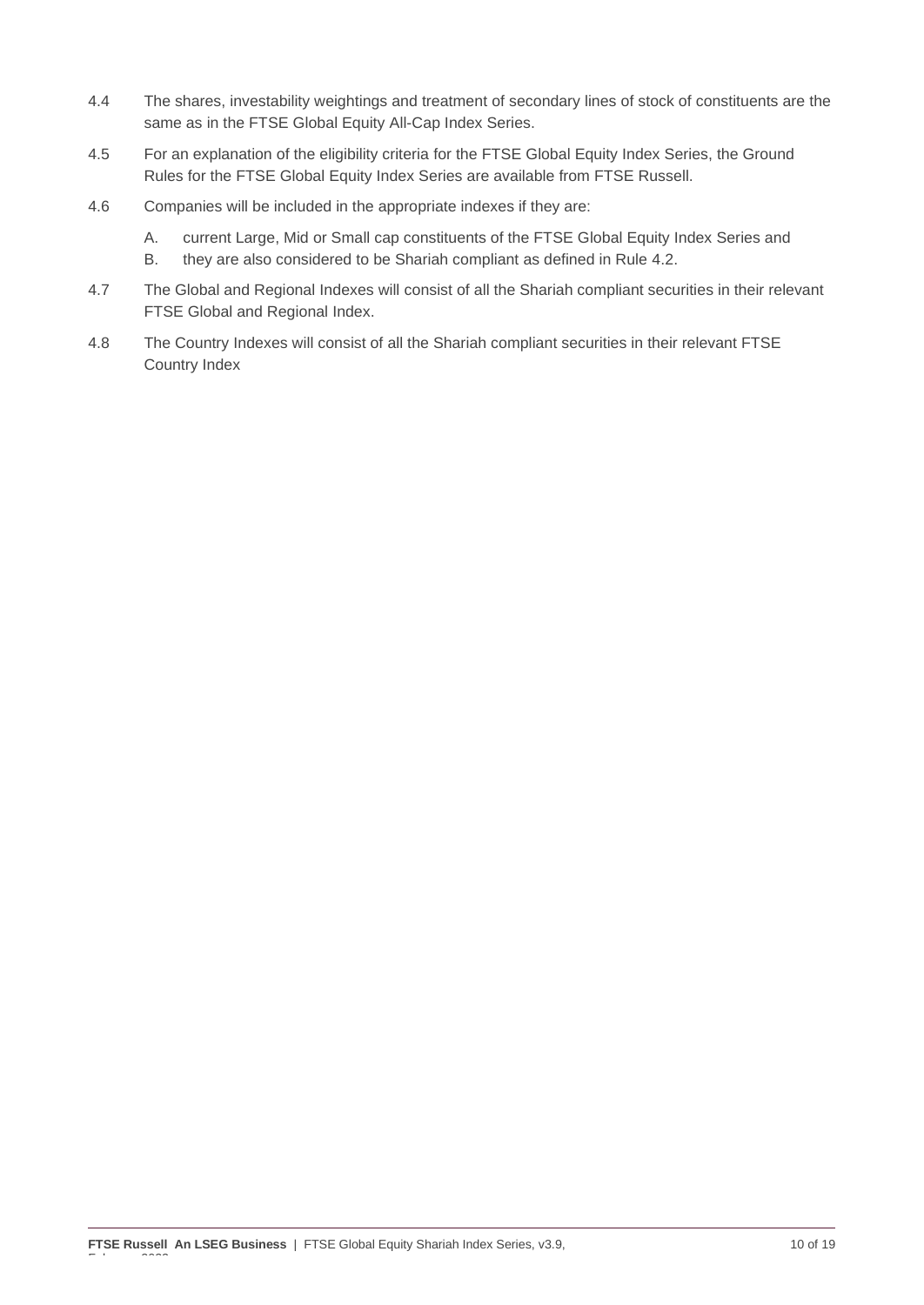4.4 The shares, investability weightings and treatment of secondary lines of stock of constituents are the same as in the FTSE Global Equity All-Cap Index Series.

4.5 For an explanation of the eligibility criteria for the FTSE Global Equity Index Series, the Ground Rules for the FTSE Global Equity Index Series are available from FTSE Russell.

4.6 Companies will be included in the appropriate indexes if they are:

A. current Large, Mid or Small cap constituents of the FTSE Global Equity Index Series and

B. they are also considered to be Shariah compliant as defined in Rule 4.2.

4.7 The Global and Regional Indexes will consist of all the Shariah compliant securities in their relevant FTSE Global and Regional Index.

4.8 The Country Indexes will consist of all the Shariah compliant securities in their relevant FTSE Country Index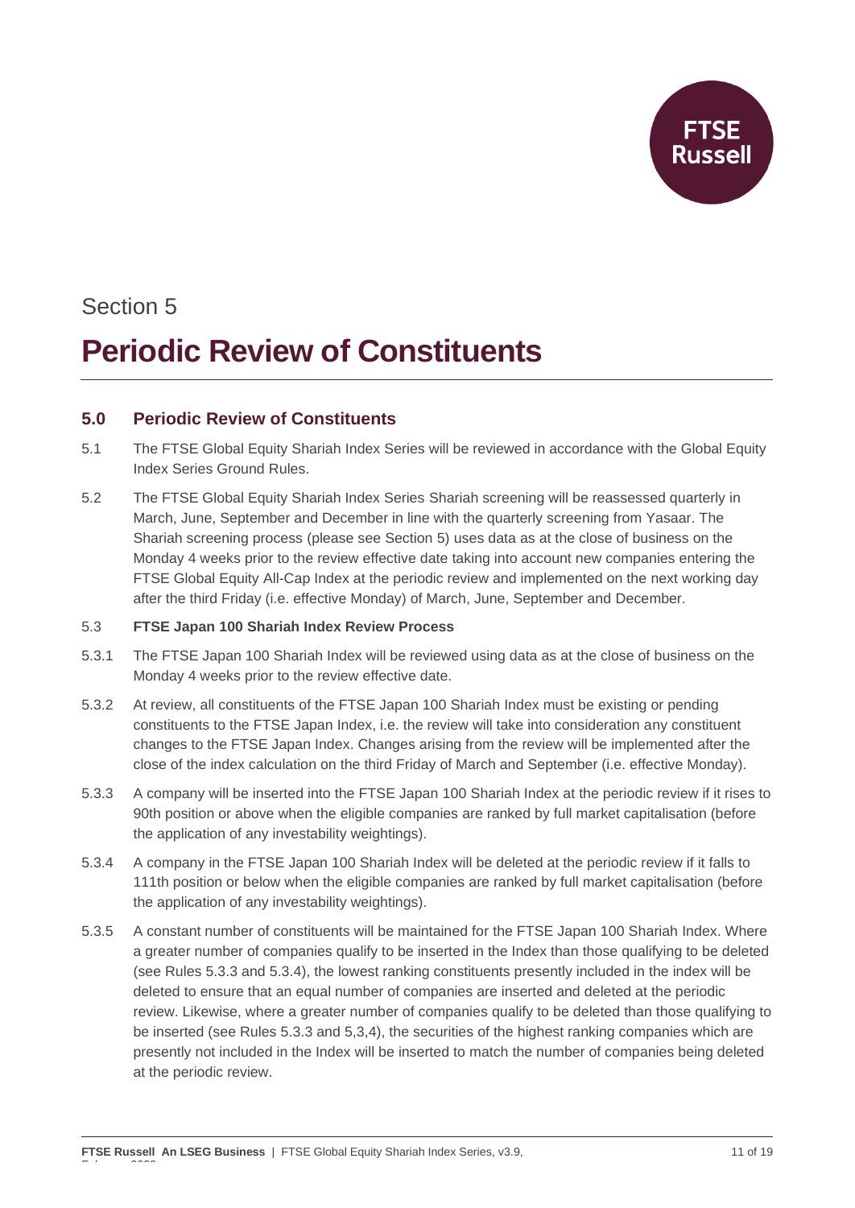Section 5

# Periodic Review of Constituents

## 5.0 Periodic Review of Constituents

5.1 The FTSE Global Equity Shariah Index Series will be reviewed in accordance with the Global Equity Index Series Ground Rules.

5.2 The FTSE Global Equity Shariah Index Series Shariah screening will be reassessed quarterly in March, June, September and December in line with the quarterly screening from Yasaar. The Shariah screening process (please see Section 5) uses data as at the close of business on the Monday 4 weeks prior to the review effective date taking into account new companies entering the FTSE Global Equity All-Cap Index at the periodic review and implemented on the next working day after the third Friday (i.e. effective Monday) of March, June, September and December.

5.3 **FTSE Japan 100 Shariah Index Review Process**

5.3.1 The FTSE Japan 100 Shariah Index will be reviewed using data as at the close of business on the Monday 4 weeks prior to the review effective date.

5.3.2 At review, all constituents of the FTSE Japan 100 Shariah Index must be existing or pending constituents to the FTSE Japan Index, i.e. the review will take into consideration any constituent changes to the FTSE Japan Index. Changes arising from the review will be implemented after the close of the index calculation on the third Friday of March and September (i.e. effective Monday).

5.3.3 A company will be inserted into the FTSE Japan 100 Shariah Index at the periodic review if it rises to 90th position or above when the eligible companies are ranked by full market capitalisation (before the application of any investability weightings).

5.3.4 A company in the FTSE Japan 100 Shariah Index will be deleted at the periodic review if it falls to 111th position or below when the eligible companies are ranked by full market capitalisation (before the application of any investability weightings).

5.3.5 A constant number of constituents will be maintained for the FTSE Japan 100 Shariah Index. Where a greater number of companies qualify to be inserted in the Index than those qualifying to be deleted (see Rules 5.3.3 and 5.3.4), the lowest ranking constituents presently included in the index will be deleted to ensure that an equal number of companies are inserted and deleted at the periodic review. Likewise, where a greater number of companies qualify to be deleted than those qualifying to be inserted (see Rules 5.3.3 and 5,3,4), the securities of the highest ranking companies which are presently not included in the Index will be inserted to match the number of companies being deleted at the periodic review.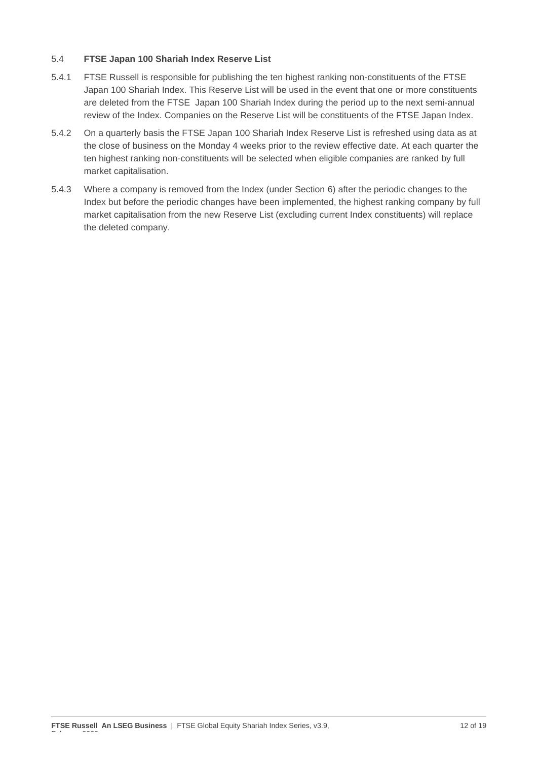## 5.4 FTSE Japan 100 Shariah Index Reserve List

5.4.1 FTSE Russell is responsible for publishing the ten highest ranking non-constituents of the FTSE Japan 100 Shariah Index. This Reserve List will be used in the event that one or more constituents are deleted from the FTSE Japan 100 Shariah Index during the period up to the next semi-annual review of the Index. Companies on the Reserve List will be constituents of the FTSE Japan Index.

5.4.2 On a quarterly basis the FTSE Japan 100 Shariah Index Reserve List is refreshed using data as at the close of business on the Monday 4 weeks prior to the review effective date. At each quarter the ten highest ranking non-constituents will be selected when eligible companies are ranked by full market capitalisation.

5.4.3 Where a company is removed from the Index (under Section 6) after the periodic changes to the Index but before the periodic changes have been implemented, the highest ranking company by full market capitalisation from the new Reserve List (excluding current Index constituents) will replace the deleted company.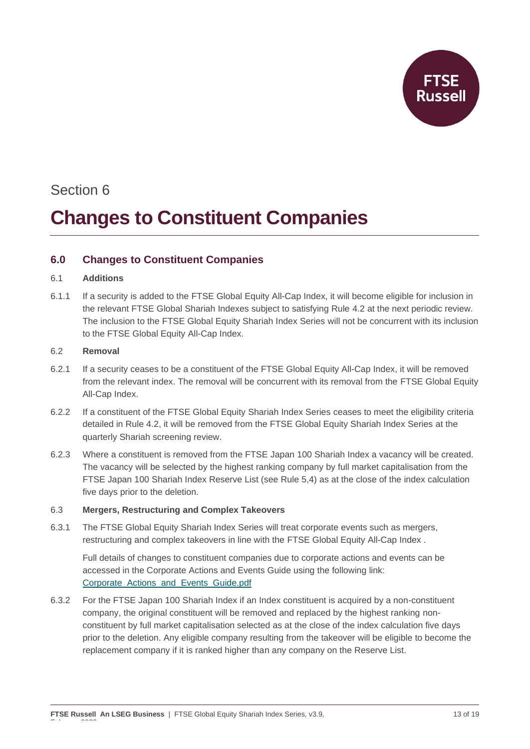Section 6

# Changes to Constituent Companies

## 6.0 Changes to Constituent Companies

### 6.1 Additions

6.1.1 If a security is added to the FTSE Global Equity All-Cap Index, it will become eligible for inclusion in the relevant FTSE Global Shariah Indexes subject to satisfying Rule 4.2 at the next periodic review. The inclusion to the FTSE Global Equity Shariah Index Series will not be concurrent with its inclusion to the FTSE Global Equity All-Cap Index.

### 6.2 Removal

6.2.1 If a security ceases to be a constituent of the FTSE Global Equity All-Cap Index, it will be removed from the relevant index. The removal will be concurrent with its removal from the FTSE Global Equity All-Cap Index.

6.2.2 If a constituent of the FTSE Global Equity Shariah Index Series ceases to meet the eligibility criteria detailed in Rule 4.2, it will be removed from the FTSE Global Equity Shariah Index Series at the quarterly Shariah screening review.

6.2.3 Where a constituent is removed from the FTSE Japan 100 Shariah Index a vacancy will be created. The vacancy will be selected by the highest ranking company by full market capitalisation from the FTSE Japan 100 Shariah Index Reserve List (see Rule 5,4) as at the close of the index calculation five days prior to the deletion.

### 6.3 Mergers, Restructuring and Complex Takeovers

6.3.1 The FTSE Global Equity Shariah Index Series will treat corporate events such as mergers, restructuring and complex takeovers in line with the FTSE Global Equity All-Cap Index .

Full details of changes to constituent companies due to corporate actions and events can be accessed in the Corporate Actions and Events Guide using the following link:
[Corporate_Actions_and_Events_Guide.pdf](Corporate_Actions_and_Events_Guide.pdf)

6.3.2 For the FTSE Japan 100 Shariah Index if an Index constituent is acquired by a non-constituent company, the original constituent will be removed and replaced by the highest ranking non-constituent by full market capitalisation selected as at the close of the index calculation five days prior to the deletion. Any eligible company resulting from the takeover will be eligible to become the replacement company if it is ranked higher than any company on the Reserve List.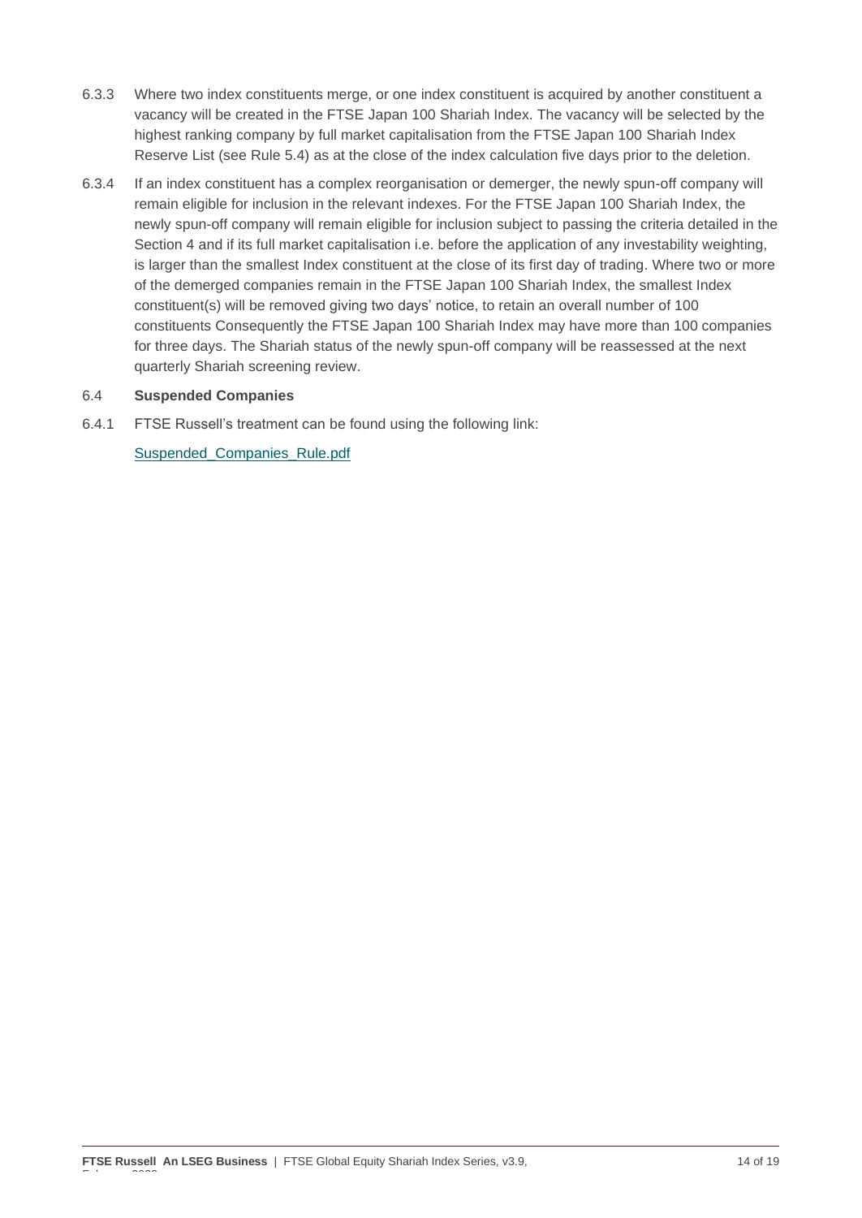6.3.3 Where two index constituents merge, or one index constituent is acquired by another constituent a vacancy will be created in the FTSE Japan 100 Shariah Index. The vacancy will be selected by the highest ranking company by full market capitalisation from the FTSE Japan 100 Shariah Index Reserve List (see Rule 5.4) as at the close of the index calculation five days prior to the deletion.

6.3.4 If an index constituent has a complex reorganisation or demerger, the newly spun-off company will remain eligible for inclusion in the relevant indexes. For the FTSE Japan 100 Shariah Index, the newly spun-off company will remain eligible for inclusion subject to passing the criteria detailed in the Section 4 and if its full market capitalisation i.e. before the application of any investability weighting, is larger than the smallest Index constituent at the close of its first day of trading. Where two or more of the demerged companies remain in the FTSE Japan 100 Shariah Index, the smallest Index constituent(s) will be removed giving two days' notice, to retain an overall number of 100 constituents Consequently the FTSE Japan 100 Shariah Index may have more than 100 companies for three days. The Shariah status of the newly spun-off company will be reassessed at the next quarterly Shariah screening review.

## 6.4 Suspended Companies

6.4.1 FTSE Russell's treatment can be found using the following link:

Suspended_Companies_Rule.pdf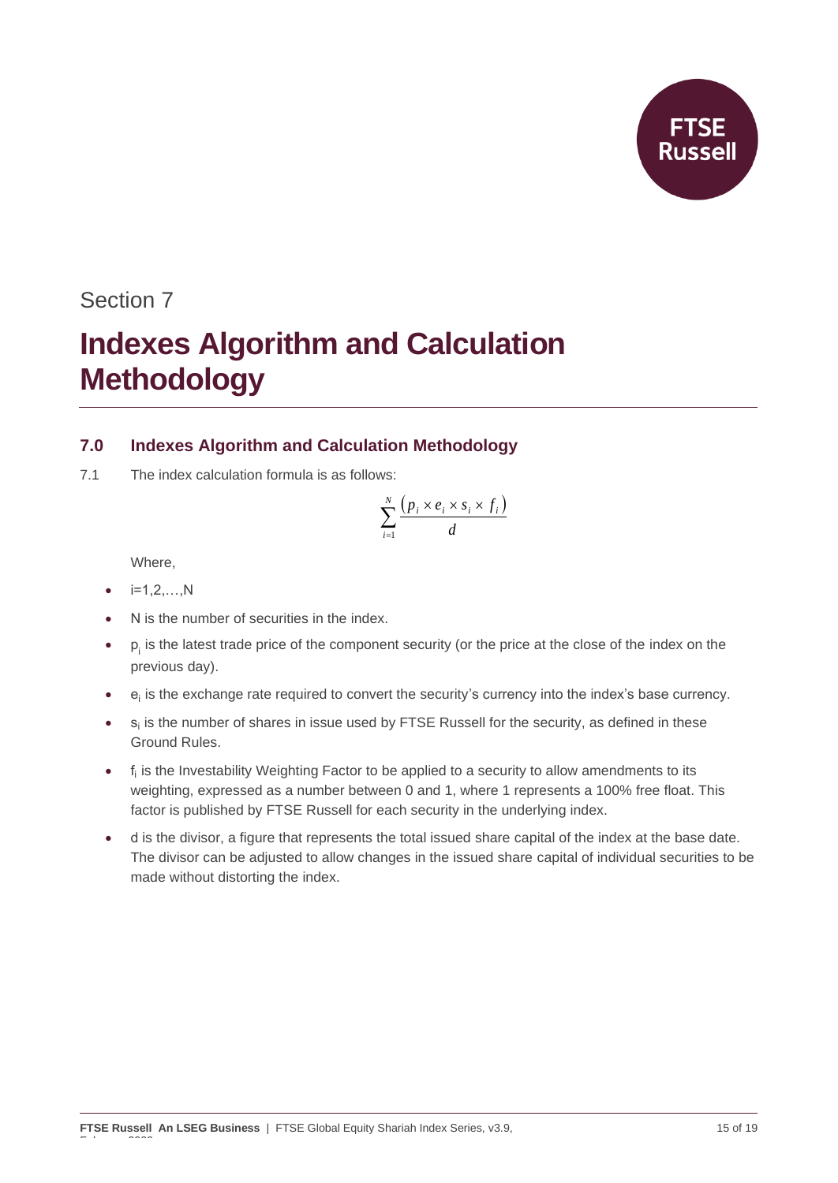Section 7

# Indexes Algorithm and Calculation Methodology

## 7.0 Indexes Algorithm and Calculation Methodology

7.1 The index calculation formula is as follows:

$$\sum_{i=1}^{N} \frac{\left(p_i \times e_i \times s_i \times f_i\right)}{d}$$

Where,

- i=1,2,…,N
- N is the number of securities in the index.
- $p_i$ is the latest trade price of the component security (or the price at the close of the index on the previous day).
- $e_i$ is the exchange rate required to convert the security's currency into the index's base currency.
- $s_i$ is the number of shares in issue used by FTSE Russell for the security, as defined in these Ground Rules.
- $f_i$ is the Investability Weighting Factor to be applied to a security to allow amendments to its weighting, expressed as a number between 0 and 1, where 1 represents a 100% free float. This factor is published by FTSE Russell for each security in the underlying index.
- d is the divisor, a figure that represents the total issued share capital of the index at the base date. The divisor can be adjusted to allow changes in the issued share capital of individual securities to be made without distorting the index.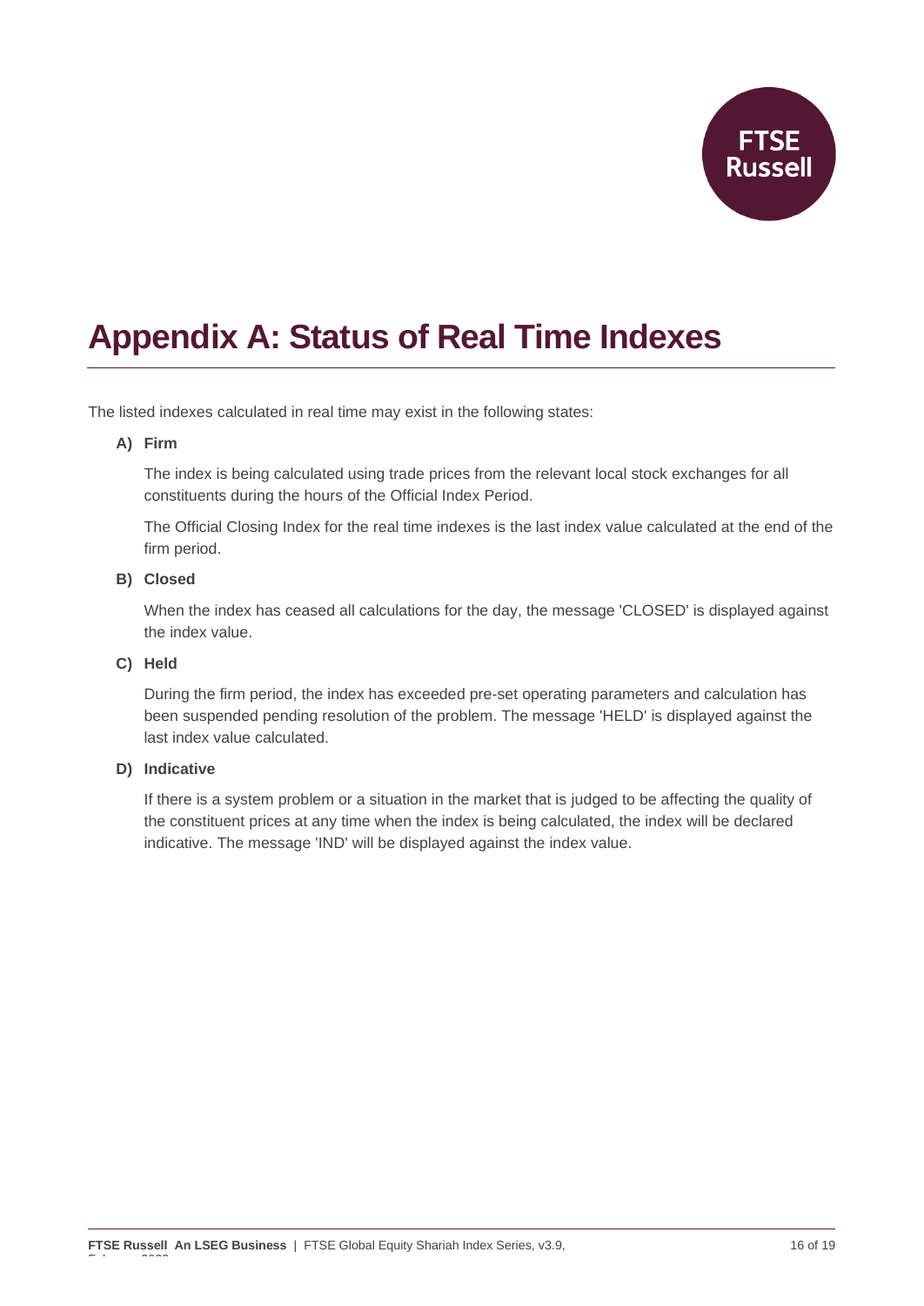# Appendix A: Status of Real Time Indexes

The listed indexes calculated in real time may exist in the following states:

**A) Firm**

The index is being calculated using trade prices from the relevant local stock exchanges for all constituents during the hours of the Official Index Period.

The Official Closing Index for the real time indexes is the last index value calculated at the end of the firm period.

**B) Closed**

When the index has ceased all calculations for the day, the message 'CLOSED' is displayed against the index value.

**C) Held**

During the firm period, the index has exceeded pre-set operating parameters and calculation has been suspended pending resolution of the problem. The message 'HELD' is displayed against the last index value calculated.

**D) Indicative**

If there is a system problem or a situation in the market that is judged to be affecting the quality of the constituent prices at any time when the index is being calculated, the index will be declared indicative. The message 'IND' will be displayed against the index value.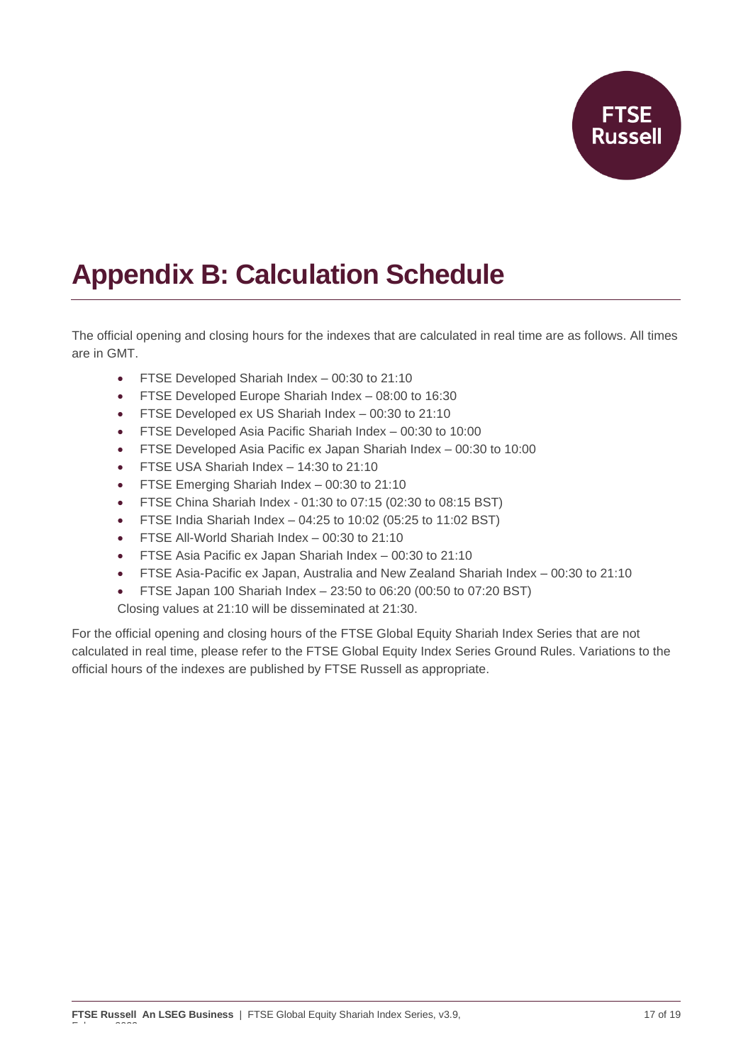# Appendix B: Calculation Schedule

The official opening and closing hours for the indexes that are calculated in real time are as follows. All times are in GMT.

- FTSE Developed Shariah Index – 00:30 to 21:10
- FTSE Developed Europe Shariah Index – 08:00 to 16:30
- FTSE Developed ex US Shariah Index – 00:30 to 21:10
- FTSE Developed Asia Pacific Shariah Index – 00:30 to 10:00
- FTSE Developed Asia Pacific ex Japan Shariah Index – 00:30 to 10:00
- FTSE USA Shariah Index – 14:30 to 21:10
- FTSE Emerging Shariah Index – 00:30 to 21:10
- FTSE China Shariah Index - 01:30 to 07:15 (02:30 to 08:15 BST)
- FTSE India Shariah Index – 04:25 to 10:02 (05:25 to 11:02 BST)
- FTSE All-World Shariah Index – 00:30 to 21:10
- FTSE Asia Pacific ex Japan Shariah Index – 00:30 to 21:10
- FTSE Asia-Pacific ex Japan, Australia and New Zealand Shariah Index – 00:30 to 21:10
- FTSE Japan 100 Shariah Index – 23:50 to 06:20 (00:50 to 07:20 BST)

Closing values at 21:10 will be disseminated at 21:30.

For the official opening and closing hours of the FTSE Global Equity Shariah Index Series that are not calculated in real time, please refer to the FTSE Global Equity Index Series Ground Rules. Variations to the official hours of the indexes are published by FTSE Russell as appropriate.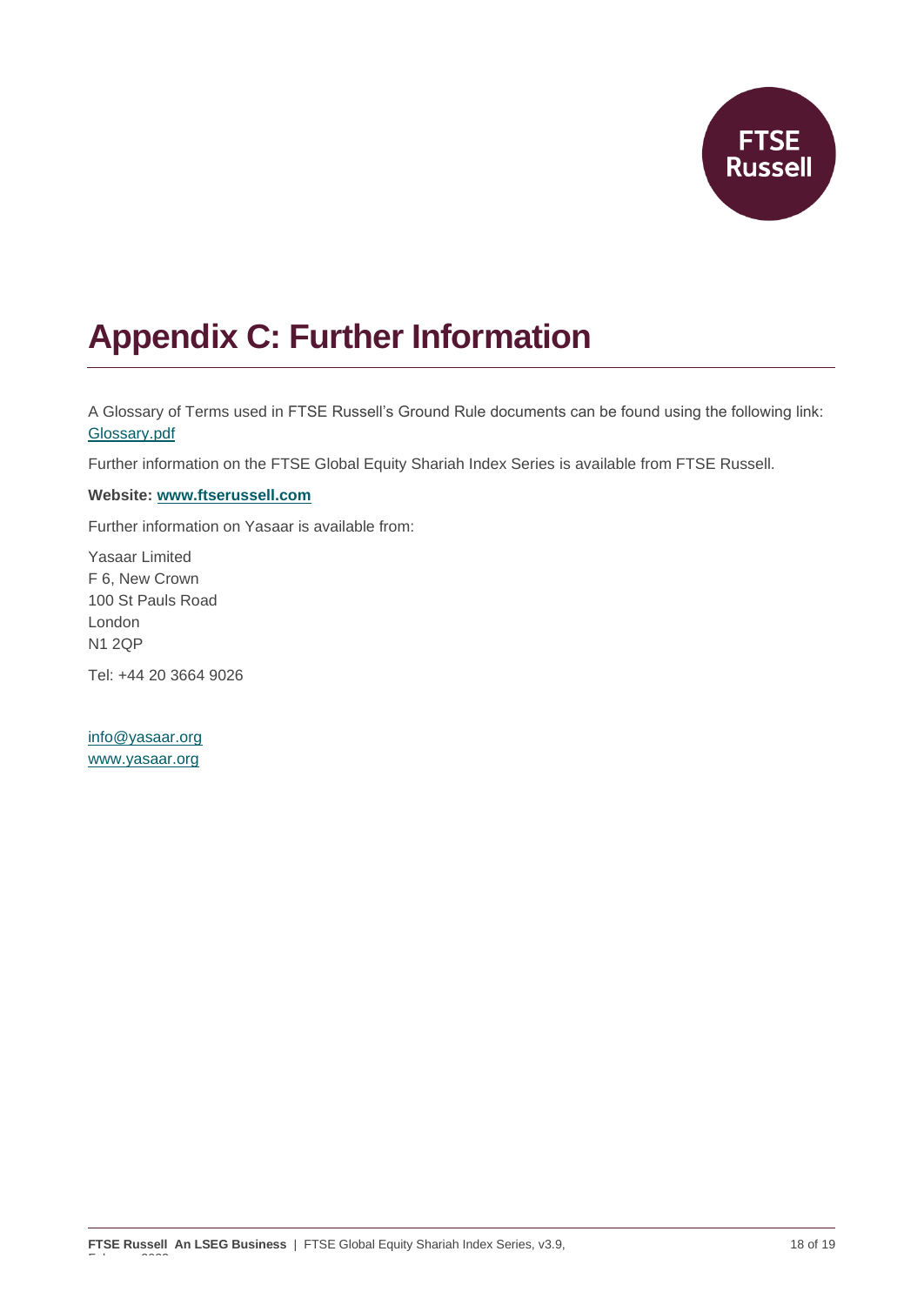# Appendix C: Further Information

A Glossary of Terms used in FTSE Russell's Ground Rule documents can be found using the following link: Glossary.pdf

Further information on the FTSE Global Equity Shariah Index Series is available from FTSE Russell.

**Website: www.ftserussell.com**

Further information on Yasaar is available from:

Yasaar Limited
F 6, New Crown
100 St Pauls Road
London
N1 2QP

Tel: +44 20 3664 9026

info@yasaar.org
www.yasaar.org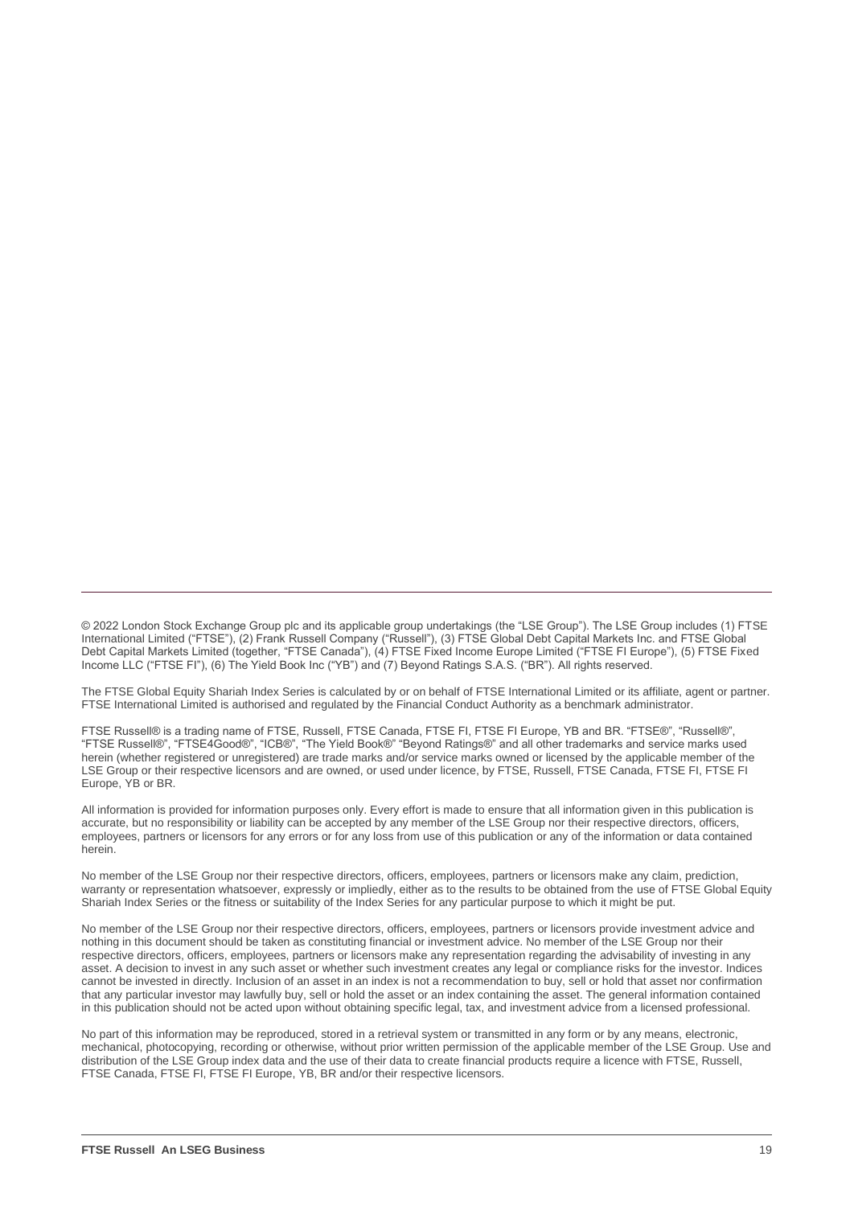© 2022 London Stock Exchange Group plc and its applicable group undertakings (the "LSE Group"). The LSE Group includes (1) FTSE International Limited ("FTSE"), (2) Frank Russell Company ("Russell"), (3) FTSE Global Debt Capital Markets Inc. and FTSE Global Debt Capital Markets Limited (together, "FTSE Canada"), (4) FTSE Fixed Income Europe Limited ("FTSE FI Europe"), (5) FTSE Fixed Income LLC ("FTSE FI"), (6) The Yield Book Inc ("YB") and (7) Beyond Ratings S.A.S. ("BR"). All rights reserved.

The FTSE Global Equity Shariah Index Series is calculated by or on behalf of FTSE International Limited or its affiliate, agent or partner. FTSE International Limited is authorised and regulated by the Financial Conduct Authority as a benchmark administrator.

FTSE Russell® is a trading name of FTSE, Russell, FTSE Canada, FTSE FI, FTSE FI Europe, YB and BR. "FTSE®", "Russell®", "FTSE Russell®", "FTSE4Good®", "ICB®", "The Yield Book®" "Beyond Ratings®" and all other trademarks and service marks used herein (whether registered or unregistered) are trade marks and/or service marks owned or licensed by the applicable member of the LSE Group or their respective licensors and are owned, or used under licence, by FTSE, Russell, FTSE Canada, FTSE FI, FTSE FI Europe, YB or BR.

All information is provided for information purposes only. Every effort is made to ensure that all information given in this publication is accurate, but no responsibility or liability can be accepted by any member of the LSE Group nor their respective directors, officers, employees, partners or licensors for any errors or for any loss from use of this publication or any of the information or data contained herein.

No member of the LSE Group nor their respective directors, officers, employees, partners or licensors make any claim, prediction, warranty or representation whatsoever, expressly or impliedly, either as to the results to be obtained from the use of FTSE Global Equity Shariah Index Series or the fitness or suitability of the Index Series for any particular purpose to which it might be put.

No member of the LSE Group nor their respective directors, officers, employees, partners or licensors provide investment advice and nothing in this document should be taken as constituting financial or investment advice. No member of the LSE Group nor their respective directors, officers, employees, partners or licensors make any representation regarding the advisability of investing in any asset. A decision to invest in any such asset or whether such investment creates any legal or compliance risks for the investor. Indices cannot be invested in directly. Inclusion of an asset in an index is not a recommendation to buy, sell or hold that asset nor confirmation that any particular investor may lawfully buy, sell or hold the asset or an index containing the asset. The general information contained in this publication should not be acted upon without obtaining specific legal, tax, and investment advice from a licensed professional.

No part of this information may be reproduced, stored in a retrieval system or transmitted in any form or by any means, electronic, mechanical, photocopying, recording or otherwise, without prior written permission of the applicable member of the LSE Group. Use and distribution of the LSE Group index data and the use of their data to create financial products require a licence with FTSE, Russell, FTSE Canada, FTSE FI, FTSE FI Europe, YB, BR and/or their respective licensors.